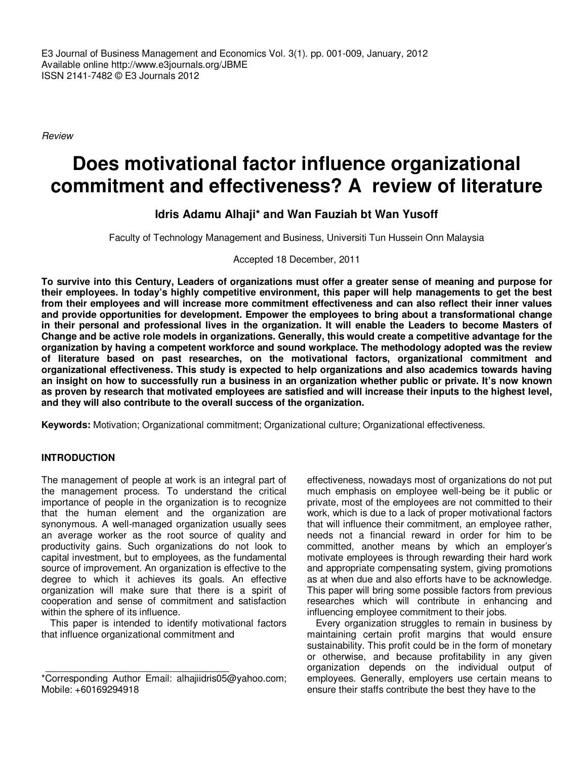E3 Journal of Business Management and Economics Vol. 3(1). pp. 001-009, January, 2012
Available online http://www.e3journals.org/JBME
ISSN 2141-7482 © E3 Journals 2012

*Review*

# Does motivational factor influence organizational commitment and effectiveness? A review of literature

**Idris Adamu Alhaji* and Wan Fauziah bt Wan Yusoff**

Faculty of Technology Management and Business, Universiti Tun Hussein Onn Malaysia

Accepted 18 December, 2011

**To survive into this Century, Leaders of organizations must offer a greater sense of meaning and purpose for their employees. In today's highly competitive environment, this paper will help managements to get the best from their employees and will increase more commitment effectiveness and can also reflect their inner values and provide opportunities for development. Empower the employees to bring about a transformational change in their personal and professional lives in the organization. It will enable the Leaders to become Masters of Change and be active role models in organizations. Generally, this would create a competitive advantage for the organization by having a competent workforce and sound workplace. The methodology adopted was the review of literature based on past researches, on the motivational factors, organizational commitment and organizational effectiveness. This study is expected to help organizations and also academics towards having an insight on how to successfully run a business in an organization whether public or private. It's now known as proven by research that motivated employees are satisfied and will increase their inputs to the highest level, and they will also contribute to the overall success of the organization.**

**Keywords:** Motivation; Organizational commitment; Organizational culture; Organizational effectiveness.

## INTRODUCTION

The management of people at work is an integral part of the management process. To understand the critical importance of people in the organization is to recognize that the human element and the organization are synonymous. A well-managed organization usually sees an average worker as the root source of quality and productivity gains. Such organizations do not look to capital investment, but to employees, as the fundamental source of improvement. An organization is effective to the degree to which it achieves its goals. An effective organization will make sure that there is a spirit of cooperation and sense of commitment and satisfaction within the sphere of its influence.

This paper is intended to identify motivational factors that influence organizational commitment and effectiveness, nowadays most of organizations do not put much emphasis on employee well-being be it public or private, most of the employees are not committed to their work, which is due to a lack of proper motivational factors that will influence their commitment, an employee rather, needs not a financial reward in order for him to be committed, another means by which an employer's motivate employees is through rewarding their hard work and appropriate compensating system, giving promotions as at when due and also efforts have to be acknowledge. This paper will bring some possible factors from previous researches which will contribute in enhancing and influencing employee commitment to their jobs.

Every organization struggles to remain in business by maintaining certain profit margins that would ensure sustainability. This profit could be in the form of monetary or otherwise, and because profitability in any given organization depends on the individual output of employees. Generally, employers use certain means to ensure their staffs contribute the best they have to the

*Corresponding Author Email: alhajiidris05@yahoo.com; Mobile: +60169294918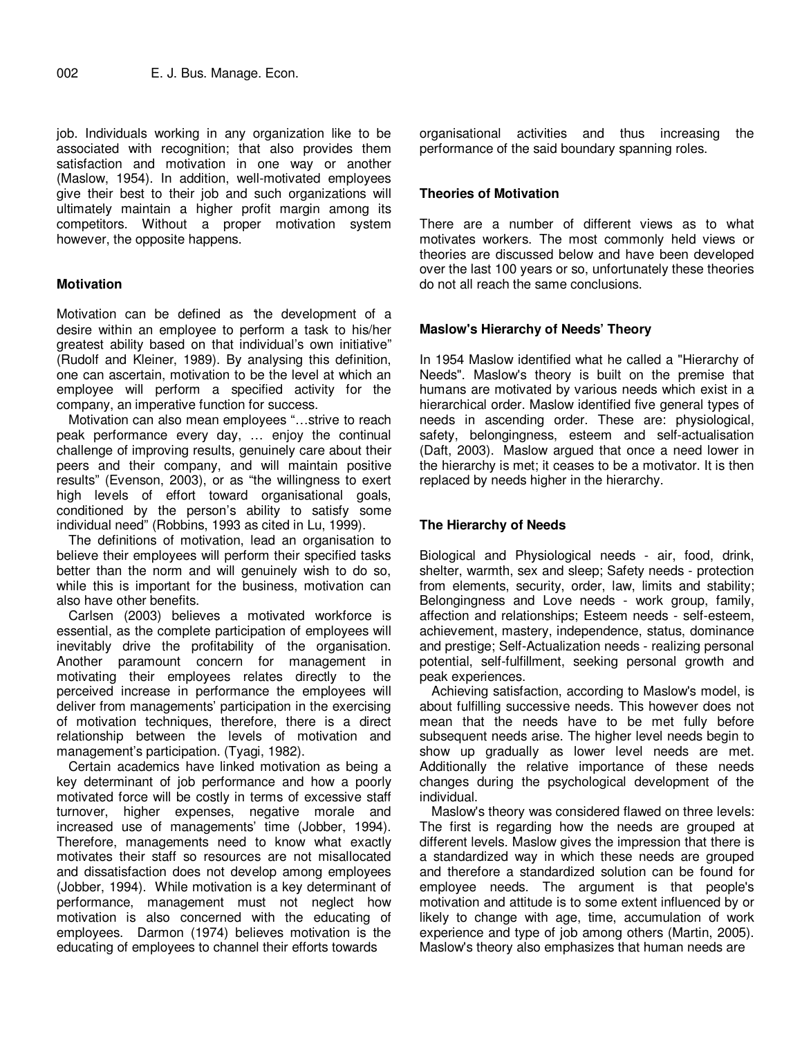job. Individuals working in any organization like to be associated with recognition; that also provides them satisfaction and motivation in one way or another (Maslow, 1954). In addition, well-motivated employees give their best to their job and such organizations will ultimately maintain a higher profit margin among its competitors. Without a proper motivation system however, the opposite happens.

## Motivation

Motivation can be defined as 'the development of a desire within an employee to perform a task to his/her greatest ability based on that individual's own initiative" (Rudolf and Kleiner, 1989). By analysing this definition, one can ascertain, motivation to be the level at which an employee will perform a specified activity for the company, an imperative function for success.

Motivation can also mean employees "…strive to reach peak performance every day, … enjoy the continual challenge of improving results, genuinely care about their peers and their company, and will maintain positive results" (Evenson, 2003), or as "the willingness to exert high levels of effort toward organisational goals, conditioned by the person's ability to satisfy some individual need" (Robbins, 1993 as cited in Lu, 1999).

The definitions of motivation, lead an organisation to believe their employees will perform their specified tasks better than the norm and will genuinely wish to do so, while this is important for the business, motivation can also have other benefits.

Carlsen (2003) believes a motivated workforce is essential, as the complete participation of employees will inevitably drive the profitability of the organisation. Another paramount concern for management in motivating their employees relates directly to the perceived increase in performance the employees will deliver from managements' participation in the exercising of motivation techniques, therefore, there is a direct relationship between the levels of motivation and management's participation. (Tyagi, 1982).

Certain academics have linked motivation as being a key determinant of job performance and how a poorly motivated force will be costly in terms of excessive staff turnover, higher expenses, negative morale and increased use of managements' time (Jobber, 1994). Therefore, managements need to know what exactly motivates their staff so resources are not misallocated and dissatisfaction does not develop among employees (Jobber, 1994). While motivation is a key determinant of performance, management must not neglect how motivation is also concerned with the educating of employees. Darmon (1974) believes motivation is the educating of employees to channel their efforts towards organisational activities and thus increasing the performance of the said boundary spanning roles.

## Theories of Motivation

There are a number of different views as to what motivates workers. The most commonly held views or theories are discussed below and have been developed over the last 100 years or so, unfortunately these theories do not all reach the same conclusions.

## Maslow's Hierarchy of Needs' Theory

In 1954 Maslow identified what he called a "Hierarchy of Needs". Maslow's theory is built on the premise that humans are motivated by various needs which exist in a hierarchical order. Maslow identified five general types of needs in ascending order. These are: physiological, safety, belongingness, esteem and self-actualisation (Daft, 2003). Maslow argued that once a need lower in the hierarchy is met; it ceases to be a motivator. It is then replaced by needs higher in the hierarchy.

## The Hierarchy of Needs

Biological and Physiological needs - air, food, drink, shelter, warmth, sex and sleep; Safety needs - protection from elements, security, order, law, limits and stability; Belongingness and Love needs - work group, family, affection and relationships; Esteem needs - self-esteem, achievement, mastery, independence, status, dominance and prestige; Self-Actualization needs - realizing personal potential, self-fulfillment, seeking personal growth and peak experiences.

Achieving satisfaction, according to Maslow's model, is about fulfilling successive needs. This however does not mean that the needs have to be met fully before subsequent needs arise. The higher level needs begin to show up gradually as lower level needs are met. Additionally the relative importance of these needs changes during the psychological development of the individual.

Maslow's theory was considered flawed on three levels: The first is regarding how the needs are grouped at different levels. Maslow gives the impression that there is a standardized way in which these needs are grouped and therefore a standardized solution can be found for employee needs. The argument is that people's motivation and attitude is to some extent influenced by or likely to change with age, time, accumulation of work experience and type of job among others (Martin, 2005). Maslow's theory also emphasizes that human needs are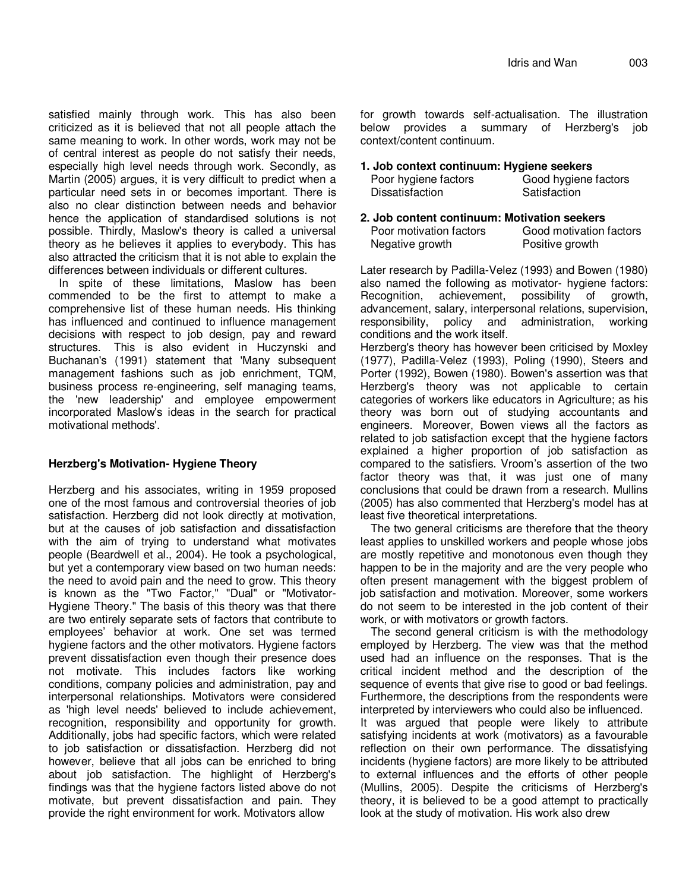satisfied mainly through work. This has also been criticized as it is believed that not all people attach the same meaning to work. In other words, work may not be of central interest as people do not satisfy their needs, especially high level needs through work. Secondly, as Martin (2005) argues, it is very difficult to predict when a particular need sets in or becomes important. There is also no clear distinction between needs and behavior hence the application of standardised solutions is not possible. Thirdly, Maslow's theory is called a universal theory as he believes it applies to everybody. This has also attracted the criticism that it is not able to explain the differences between individuals or different cultures.

In spite of these limitations, Maslow has been commended to be the first to attempt to make a comprehensive list of these human needs. His thinking has influenced and continued to influence management decisions with respect to job design, pay and reward structures. This is also evident in Huczynski and Buchanan's (1991) statement that 'Many subsequent management fashions such as job enrichment, TQM, business process re-engineering, self managing teams, the 'new leadership' and employee empowerment incorporated Maslow's ideas in the search for practical motivational methods'.

### Herzberg's Motivation- Hygiene Theory

Herzberg and his associates, writing in 1959 proposed one of the most famous and controversial theories of job satisfaction. Herzberg did not look directly at motivation, but at the causes of job satisfaction and dissatisfaction with the aim of trying to understand what motivates people (Beardwell et al., 2004). He took a psychological, but yet a contemporary view based on two human needs: the need to avoid pain and the need to grow. This theory is known as the "Two Factor," "Dual" or "Motivator-Hygiene Theory." The basis of this theory was that there are two entirely separate sets of factors that contribute to employees' behavior at work. One set was termed hygiene factors and the other motivators. Hygiene factors prevent dissatisfaction even though their presence does not motivate. This includes factors like working conditions, company policies and administration, pay and interpersonal relationships. Motivators were considered as 'high level needs' believed to include achievement, recognition, responsibility and opportunity for growth. Additionally, jobs had specific factors, which were related to job satisfaction or dissatisfaction. Herzberg did not however, believe that all jobs can be enriched to bring about job satisfaction. The highlight of Herzberg's findings was that the hygiene factors listed above do not motivate, but prevent dissatisfaction and pain. They provide the right environment for work. Motivators allow for growth towards self-actualisation. The illustration below provides a summary of Herzberg's job context/content continuum.

**1. Job context continuum: Hygiene seekers**

| Poor hygiene factors | Good hygiene factors |
|---|---|
| Dissatisfaction | Satisfaction |

**2. Job content continuum: Motivation seekers**

| Poor motivation factors | Good motivation factors |
|---|---|
| Negative growth | Positive growth |

Later research by Padilla-Velez (1993) and Bowen (1980) also named the following as motivator- hygiene factors: Recognition, achievement, possibility of growth, advancement, salary, interpersonal relations, supervision, responsibility, policy and administration, working conditions and the work itself.

Herzberg's theory has however been criticised by Moxley (1977), Padilla-Velez (1993), Poling (1990), Steers and Porter (1992), Bowen (1980). Bowen's assertion was that Herzberg's theory was not applicable to certain categories of workers like educators in Agriculture; as his theory was born out of studying accountants and engineers. Moreover, Bowen views all the factors as related to job satisfaction except that the hygiene factors explained a higher proportion of job satisfaction as compared to the satisfiers. Vroom's assertion of the two factor theory was that, it was just one of many conclusions that could be drawn from a research. Mullins (2005) has also commented that Herzberg's model has at least five theoretical interpretations.

The two general criticisms are therefore that the theory least applies to unskilled workers and people whose jobs are mostly repetitive and monotonous even though they happen to be in the majority and are the very people who often present management with the biggest problem of job satisfaction and motivation. Moreover, some workers do not seem to be interested in the job content of their work, or with motivators or growth factors.

The second general criticism is with the methodology employed by Herzberg. The view was that the method used had an influence on the responses. That is the critical incident method and the description of the sequence of events that give rise to good or bad feelings. Furthermore, the descriptions from the respondents were interpreted by interviewers who could also be influenced.

It was argued that people were likely to attribute satisfying incidents at work (motivators) as a favourable reflection on their own performance. The dissatisfying incidents (hygiene factors) are more likely to be attributed to external influences and the efforts of other people (Mullins, 2005). Despite the criticisms of Herzberg's theory, it is believed to be a good attempt to practically look at the study of motivation. His work also drew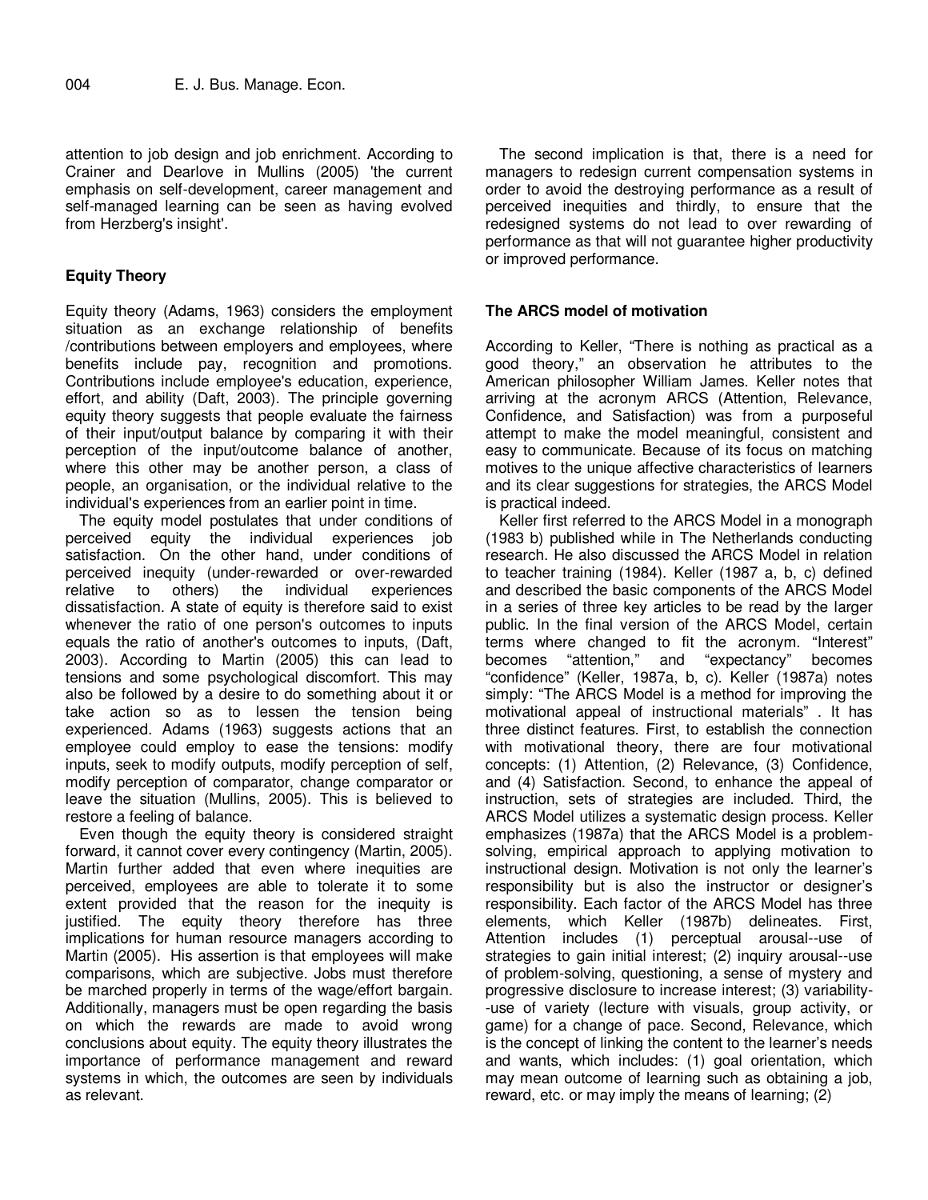attention to job design and job enrichment. According to Crainer and Dearlove in Mullins (2005) 'the current emphasis on self-development, career management and self-managed learning can be seen as having evolved from Herzberg's insight'.

## Equity Theory

Equity theory (Adams, 1963) considers the employment situation as an exchange relationship of benefits /contributions between employers and employees, where benefits include pay, recognition and promotions. Contributions include employee's education, experience, effort, and ability (Daft, 2003). The principle governing equity theory suggests that people evaluate the fairness of their input/output balance by comparing it with their perception of the input/outcome balance of another, where this other may be another person, a class of people, an organisation, or the individual relative to the individual's experiences from an earlier point in time.

The equity model postulates that under conditions of perceived equity the individual experiences job satisfaction. On the other hand, under conditions of perceived inequity (under-rewarded or over-rewarded relative to others) the individual experiences dissatisfaction. A state of equity is therefore said to exist whenever the ratio of one person's outcomes to inputs equals the ratio of another's outcomes to inputs, (Daft, 2003). According to Martin (2005) this can lead to tensions and some psychological discomfort. This may also be followed by a desire to do something about it or take action so as to lessen the tension being experienced. Adams (1963) suggests actions that an employee could employ to ease the tensions: modify inputs, seek to modify outputs, modify perception of self, modify perception of comparator, change comparator or leave the situation (Mullins, 2005). This is believed to restore a feeling of balance.

Even though the equity theory is considered straight forward, it cannot cover every contingency (Martin, 2005). Martin further added that even where inequities are perceived, employees are able to tolerate it to some extent provided that the reason for the inequity is justified. The equity theory therefore has three implications for human resource managers according to Martin (2005). His assertion is that employees will make comparisons, which are subjective. Jobs must therefore be marched properly in terms of the wage/effort bargain. Additionally, managers must be open regarding the basis on which the rewards are made to avoid wrong conclusions about equity. The equity theory illustrates the importance of performance management and reward systems in which, the outcomes are seen by individuals as relevant.

The second implication is that, there is a need for managers to redesign current compensation systems in order to avoid the destroying performance as a result of perceived inequities and thirdly, to ensure that the redesigned systems do not lead to over rewarding of performance as that will not guarantee higher productivity or improved performance.

## The ARCS model of motivation

According to Keller, "There is nothing as practical as a good theory," an observation he attributes to the American philosopher William James. Keller notes that arriving at the acronym ARCS (Attention, Relevance, Confidence, and Satisfaction) was from a purposeful attempt to make the model meaningful, consistent and easy to communicate. Because of its focus on matching motives to the unique affective characteristics of learners and its clear suggestions for strategies, the ARCS Model is practical indeed.

Keller first referred to the ARCS Model in a monograph (1983 b) published while in The Netherlands conducting research. He also discussed the ARCS Model in relation to teacher training (1984). Keller (1987 a, b, c) defined and described the basic components of the ARCS Model in a series of three key articles to be read by the larger public. In the final version of the ARCS Model, certain terms where changed to fit the acronym. "Interest" becomes "attention," and "expectancy" becomes "confidence" (Keller, 1987a, b, c). Keller (1987a) notes simply: "The ARCS Model is a method for improving the motivational appeal of instructional materials" . It has three distinct features. First, to establish the connection with motivational theory, there are four motivational concepts: (1) Attention, (2) Relevance, (3) Confidence, and (4) Satisfaction. Second, to enhance the appeal of instruction, sets of strategies are included. Third, the ARCS Model utilizes a systematic design process. Keller emphasizes (1987a) that the ARCS Model is a problem-solving, empirical approach to applying motivation to instructional design. Motivation is not only the learner's responsibility but is also the instructor or designer's responsibility. Each factor of the ARCS Model has three elements, which Keller (1987b) delineates. First, Attention includes (1) perceptual arousal--use of strategies to gain initial interest; (2) inquiry arousal--use of problem-solving, questioning, a sense of mystery and progressive disclosure to increase interest; (3) variability--use of variety (lecture with visuals, group activity, or game) for a change of pace. Second, Relevance, which is the concept of linking the content to the learner's needs and wants, which includes: (1) goal orientation, which may mean outcome of learning such as obtaining a job, reward, etc. or may imply the means of learning; (2)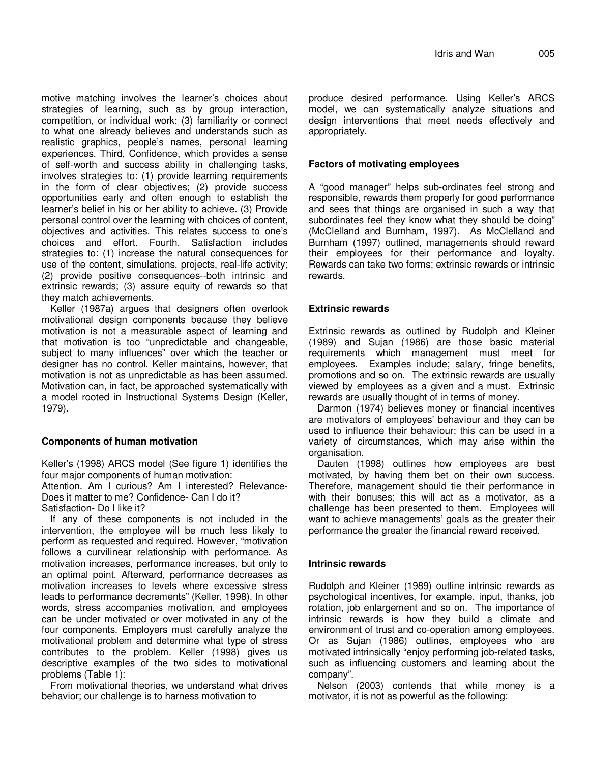motive matching involves the learner's choices about strategies of learning, such as by group interaction, competition, or individual work; (3) familiarity or connect to what one already believes and understands such as realistic graphics, people's names, personal learning experiences. Third, Confidence, which provides a sense of self-worth and success ability in challenging tasks, involves strategies to: (1) provide learning requirements in the form of clear objectives; (2) provide success opportunities early and often enough to establish the learner's belief in his or her ability to achieve. (3) Provide personal control over the learning with choices of content, objectives and activities. This relates success to one's choices and effort. Fourth, Satisfaction includes strategies to: (1) increase the natural consequences for use of the content, simulations, projects, real-life activity; (2) provide positive consequences--both intrinsic and extrinsic rewards; (3) assure equity of rewards so that they match achievements.

Keller (1987a) argues that designers often overlook motivational design components because they believe motivation is not a measurable aspect of learning and that motivation is too "unpredictable and changeable, subject to many influences" over which the teacher or designer has no control. Keller maintains, however, that motivation is not as unpredictable as has been assumed. Motivation can, in fact, be approached systematically with a model rooted in Instructional Systems Design (Keller, 1979).

## Components of human motivation

Keller's (1998) ARCS model (See figure 1) identifies the four major components of human motivation:
Attention. Am I curious? Am I interested? Relevance- Does it matter to me? Confidence- Can I do it?
Satisfaction- Do I like it?

If any of these components is not included in the intervention, the employee will be much less likely to perform as requested and required. However, "motivation follows a curvilinear relationship with performance. As motivation increases, performance increases, but only to an optimal point. Afterward, performance decreases as motivation increases to levels where excessive stress leads to performance decrements" (Keller, 1998). In other words, stress accompanies motivation, and employees can be under motivated or over motivated in any of the four components. Employers must carefully analyze the motivational problem and determine what type of stress contributes to the problem. Keller (1998) gives us descriptive examples of the two sides to motivational problems (Table 1):

From motivational theories, we understand what drives behavior; our challenge is to harness motivation to produce desired performance. Using Keller's ARCS model, we can systematically analyze situations and design interventions that meet needs effectively and appropriately.

## Factors of motivating employees

A "good manager" helps sub-ordinates feel strong and responsible, rewards them properly for good performance and sees that things are organised in such a way that subordinates feel they know what they should be doing" (McClelland and Burnham, 1997). As McClelland and Burnham (1997) outlined, managements should reward their employees for their performance and loyalty. Rewards can take two forms; extrinsic rewards or intrinsic rewards.

## Extrinsic rewards

Extrinsic rewards as outlined by Rudolph and Kleiner (1989) and Sujan (1986) are those basic material requirements which management must meet for employees. Examples include; salary, fringe benefits, promotions and so on. The extrinsic rewards are usually viewed by employees as a given and a must. Extrinsic rewards are usually thought of in terms of money.

Darmon (1974) believes money or financial incentives are motivators of employees' behaviour and they can be used to influence their behaviour; this can be used in a variety of circumstances, which may arise within the organisation.

Dauten (1998) outlines how employees are best motivated, by having them bet on their own success. Therefore, management should tie their performance in with their bonuses; this will act as a motivator, as a challenge has been presented to them. Employees will want to achieve managements' goals as the greater their performance the greater the financial reward received.

## Intrinsic rewards

Rudolph and Kleiner (1989) outline intrinsic rewards as psychological incentives, for example, input, thanks, job rotation, job enlargement and so on. The importance of intrinsic rewards is how they build a climate and environment of trust and co-operation among employees. Or as Sujan (1986) outlines, employees who are motivated intrinsically "enjoy performing job-related tasks, such as influencing customers and learning about the company".

Nelson (2003) contends that while money is a motivator, it is not as powerful as the following: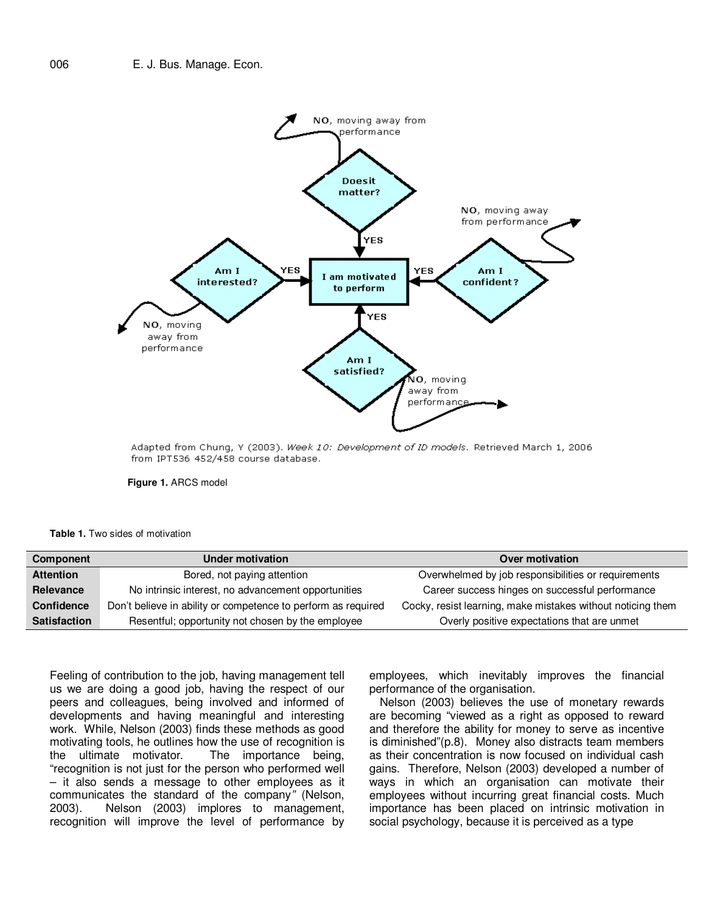Adapted from Chung, Y (2003). *Week 10: Development of ID models*. Retrieved March 1, 2006 from IPT536 452/458 course database.

**Figure 1.** ARCS model

**Table 1.** Two sides of motivation

| Component | Under motivation | Over motivation |
|---|---|---|
| **Attention** | Bored, not paying attention | Overwhelmed by job responsibilities or requirements |
| **Relevance** | No intrinsic interest, no advancement opportunities | Career success hinges on successful performance |
| **Confidence** | Don't believe in ability or competence to perform as required | Cocky, resist learning, make mistakes without noticing them |
| **Satisfaction** | Resentful; opportunity not chosen by the employee | Overly positive expectations that are unmet |

Feeling of contribution to the job, having management tell us we are doing a good job, having the respect of our peers and colleagues, being involved and informed of developments and having meaningful and interesting work. While, Nelson (2003) finds these methods as good motivating tools, he outlines how the use of recognition is the ultimate motivator. The importance being, "recognition is not just for the person who performed well – it also sends a message to other employees as it communicates the standard of the company" (Nelson, 2003). Nelson (2003) implores to management, recognition will improve the level of performance by employees, which inevitably improves the financial performance of the organisation.

Nelson (2003) believes the use of monetary rewards are becoming "viewed as a right as opposed to reward and therefore the ability for money to serve as incentive is diminished"(p.8). Money also distracts team members as their concentration is now focused on individual cash gains. Therefore, Nelson (2003) developed a number of ways in which an organisation can motivate their employees without incurring great financial costs. Much importance has been placed on intrinsic motivation in social psychology, because it is perceived as a type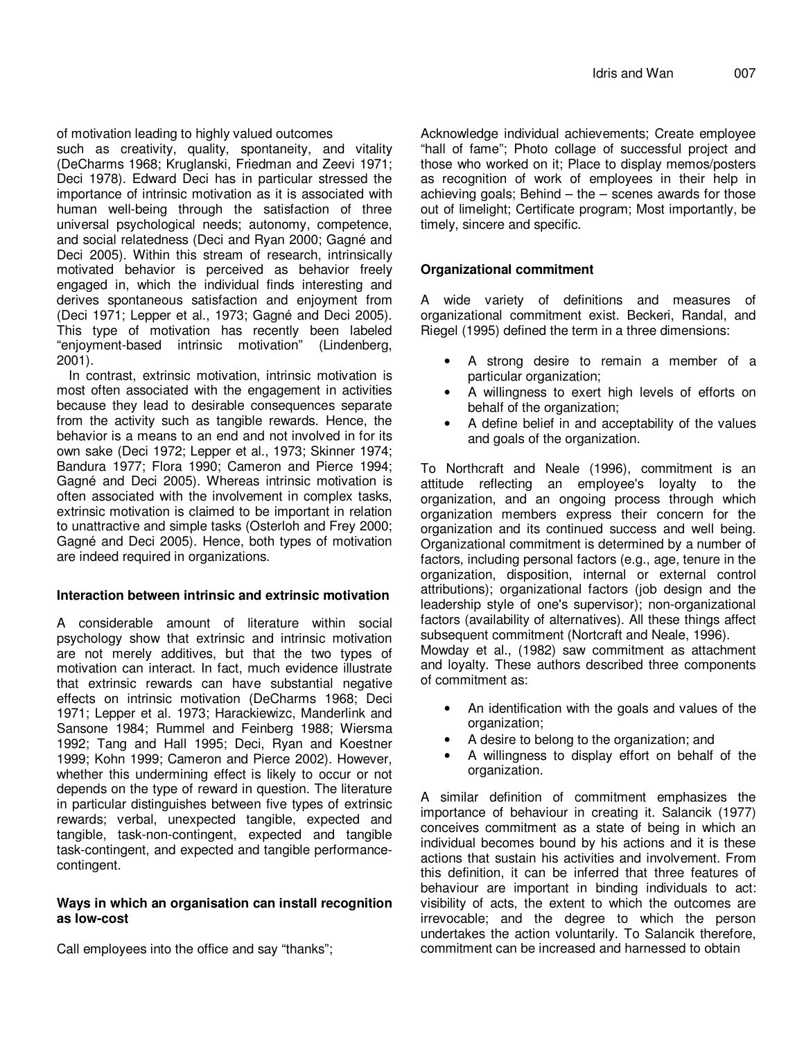of motivation leading to highly valued outcomes such as creativity, quality, spontaneity, and vitality (DeCharms 1968; Kruglanski, Friedman and Zeevi 1971; Deci 1978). Edward Deci has in particular stressed the importance of intrinsic motivation as it is associated with human well-being through the satisfaction of three universal psychological needs; autonomy, competence, and social relatedness (Deci and Ryan 2000; Gagné and Deci 2005). Within this stream of research, intrinsically motivated behavior is perceived as behavior freely engaged in, which the individual finds interesting and derives spontaneous satisfaction and enjoyment from (Deci 1971; Lepper et al., 1973; Gagné and Deci 2005). This type of motivation has recently been labeled "enjoyment-based intrinsic motivation" (Lindenberg, 2001).

In contrast, extrinsic motivation, intrinsic motivation is most often associated with the engagement in activities because they lead to desirable consequences separate from the activity such as tangible rewards. Hence, the behavior is a means to an end and not involved in for its own sake (Deci 1972; Lepper et al., 1973; Skinner 1974; Bandura 1977; Flora 1990; Cameron and Pierce 1994; Gagné and Deci 2005). Whereas intrinsic motivation is often associated with the involvement in complex tasks, extrinsic motivation is claimed to be important in relation to unattractive and simple tasks (Osterloh and Frey 2000; Gagné and Deci 2005). Hence, both types of motivation are indeed required in organizations.

### Interaction between intrinsic and extrinsic motivation

A considerable amount of literature within social psychology show that extrinsic and intrinsic motivation are not merely additives, but that the two types of motivation can interact. In fact, much evidence illustrate that extrinsic rewards can have substantial negative effects on intrinsic motivation (DeCharms 1968; Deci 1971; Lepper et al. 1973; Harackiewizc, Manderlink and Sansone 1984; Rummel and Feinberg 1988; Wiersma 1992; Tang and Hall 1995; Deci, Ryan and Koestner 1999; Kohn 1999; Cameron and Pierce 2002). However, whether this undermining effect is likely to occur or not depends on the type of reward in question. The literature in particular distinguishes between five types of extrinsic rewards; verbal, unexpected tangible, expected and tangible, task-non-contingent, expected and tangible task-contingent, and expected and tangible performance-contingent.

### Ways in which an organisation can install recognition as low-cost

Call employees into the office and say "thanks"; Acknowledge individual achievements; Create employee "hall of fame"; Photo collage of successful project and those who worked on it; Place to display memos/posters as recognition of work of employees in their help in achieving goals; Behind – the – scenes awards for those out of limelight; Certificate program; Most importantly, be timely, sincere and specific.

### Organizational commitment

A wide variety of definitions and measures of organizational commitment exist. Beckeri, Randal, and Riegel (1995) defined the term in a three dimensions:

- A strong desire to remain a member of a particular organization;
- A willingness to exert high levels of efforts on behalf of the organization;
- A define belief in and acceptability of the values and goals of the organization.

To Northcraft and Neale (1996), commitment is an attitude reflecting an employee's loyalty to the organization, and an ongoing process through which organization members express their concern for the organization and its continued success and well being. Organizational commitment is determined by a number of factors, including personal factors (e.g., age, tenure in the organization, disposition, internal or external control attributions); organizational factors (job design and the leadership style of one's supervisor); non-organizational factors (availability of alternatives). All these things affect subsequent commitment (Nortcraft and Neale, 1996).

Mowday et al., (1982) saw commitment as attachment and loyalty. These authors described three components of commitment as:

- An identification with the goals and values of the organization;
- A desire to belong to the organization; and
- A willingness to display effort on behalf of the organization.

A similar definition of commitment emphasizes the importance of behaviour in creating it. Salancik (1977) conceives commitment as a state of being in which an individual becomes bound by his actions and it is these actions that sustain his activities and involvement. From this definition, it can be inferred that three features of behaviour are important in binding individuals to act: visibility of acts, the extent to which the outcomes are irrevocable; and the degree to which the person undertakes the action voluntarily. To Salancik therefore, commitment can be increased and harnessed to obtain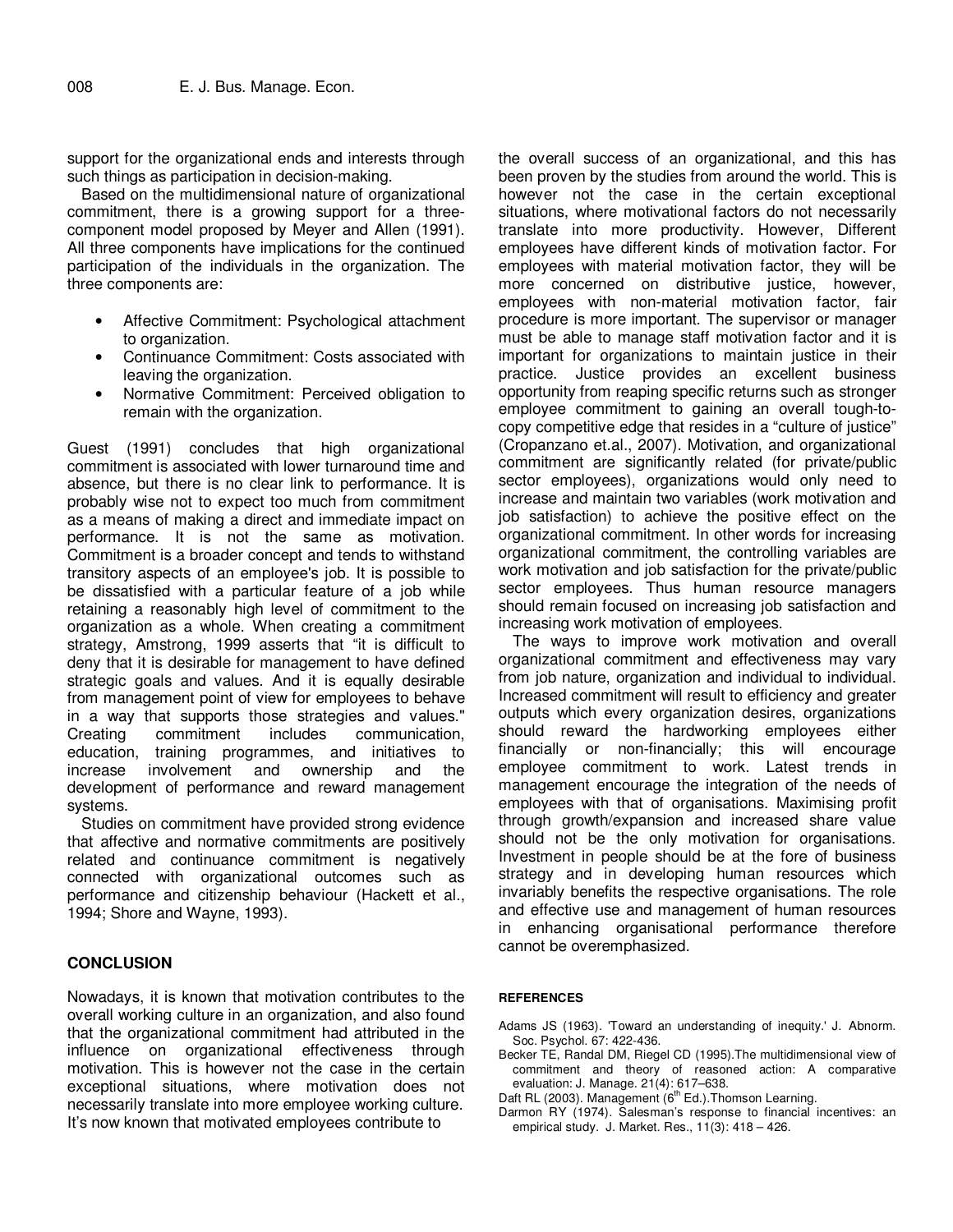support for the organizational ends and interests through such things as participation in decision-making.

Based on the multidimensional nature of organizational commitment, there is a growing support for a three-component model proposed by Meyer and Allen (1991). All three components have implications for the continued participation of the individuals in the organization. The three components are:

- Affective Commitment: Psychological attachment to organization.
- Continuance Commitment: Costs associated with leaving the organization.
- Normative Commitment: Perceived obligation to remain with the organization.

Guest (1991) concludes that high organizational commitment is associated with lower turnaround time and absence, but there is no clear link to performance. It is probably wise not to expect too much from commitment as a means of making a direct and immediate impact on performance. It is not the same as motivation. Commitment is a broader concept and tends to withstand transitory aspects of an employee's job. It is possible to be dissatisfied with a particular feature of a job while retaining a reasonably high level of commitment to the organization as a whole. When creating a commitment strategy, Amstrong, 1999 asserts that "it is difficult to deny that it is desirable for management to have defined strategic goals and values. And it is equally desirable from management point of view for employees to behave in a way that supports those strategies and values." Creating commitment includes communication, education, training programmes, and initiatives to increase involvement and ownership and the development of performance and reward management systems.

Studies on commitment have provided strong evidence that affective and normative commitments are positively related and continuance commitment is negatively connected with organizational outcomes such as performance and citizenship behaviour (Hackett et al., 1994; Shore and Wayne, 1993).

## CONCLUSION

Nowadays, it is known that motivation contributes to the overall working culture in an organization, and also found that the organizational commitment had attributed in the influence on organizational effectiveness through motivation. This is however not the case in the certain exceptional situations, where motivation does not necessarily translate into more employee working culture. It's now known that motivated employees contribute to the overall success of an organizational, and this has been proven by the studies from around the world. This is however not the case in the certain exceptional situations, where motivational factors do not necessarily translate into more productivity. However, Different employees have different kinds of motivation factor. For employees with material motivation factor, they will be more concerned on distributive justice, however, employees with non-material motivation factor, fair procedure is more important. The supervisor or manager must be able to manage staff motivation factor and it is important for organizations to maintain justice in their practice. Justice provides an excellent business opportunity from reaping specific returns such as stronger employee commitment to gaining an overall tough-to-copy competitive edge that resides in a "culture of justice" (Cropanzano et.al., 2007). Motivation, and organizational commitment are significantly related (for private/public sector employees), organizations would only need to increase and maintain two variables (work motivation and job satisfaction) to achieve the positive effect on the organizational commitment. In other words for increasing organizational commitment, the controlling variables are work motivation and job satisfaction for the private/public sector employees. Thus human resource managers should remain focused on increasing job satisfaction and increasing work motivation of employees.

The ways to improve work motivation and overall organizational commitment and effectiveness may vary from job nature, organization and individual to individual. Increased commitment will result to efficiency and greater outputs which every organization desires, organizations should reward the hardworking employees either financially or non-financially; this will encourage employee commitment to work. Latest trends in management encourage the integration of the needs of employees with that of organisations. Maximising profit through growth/expansion and increased share value should not be the only motivation for organisations. Investment in people should be at the fore of business strategy and in developing human resources which invariably benefits the respective organisations. The role and effective use and management of human resources in enhancing organisational performance therefore cannot be overemphasized.

### REFERENCES

Adams JS (1963). 'Toward an understanding of inequity.' J. Abnorm. Soc. Psychol. 67: 422-436.

Becker TE, Randal DM, Riegel CD (1995).The multidimensional view of commitment and theory of reasoned action: A comparative evaluation: J. Manage. 21(4): 617–638.

Daft RL (2003). Management (6th Ed.).Thomson Learning.

Darmon RY (1974). Salesman's response to financial incentives: an empirical study. J. Market. Res., 11(3): 418 – 426.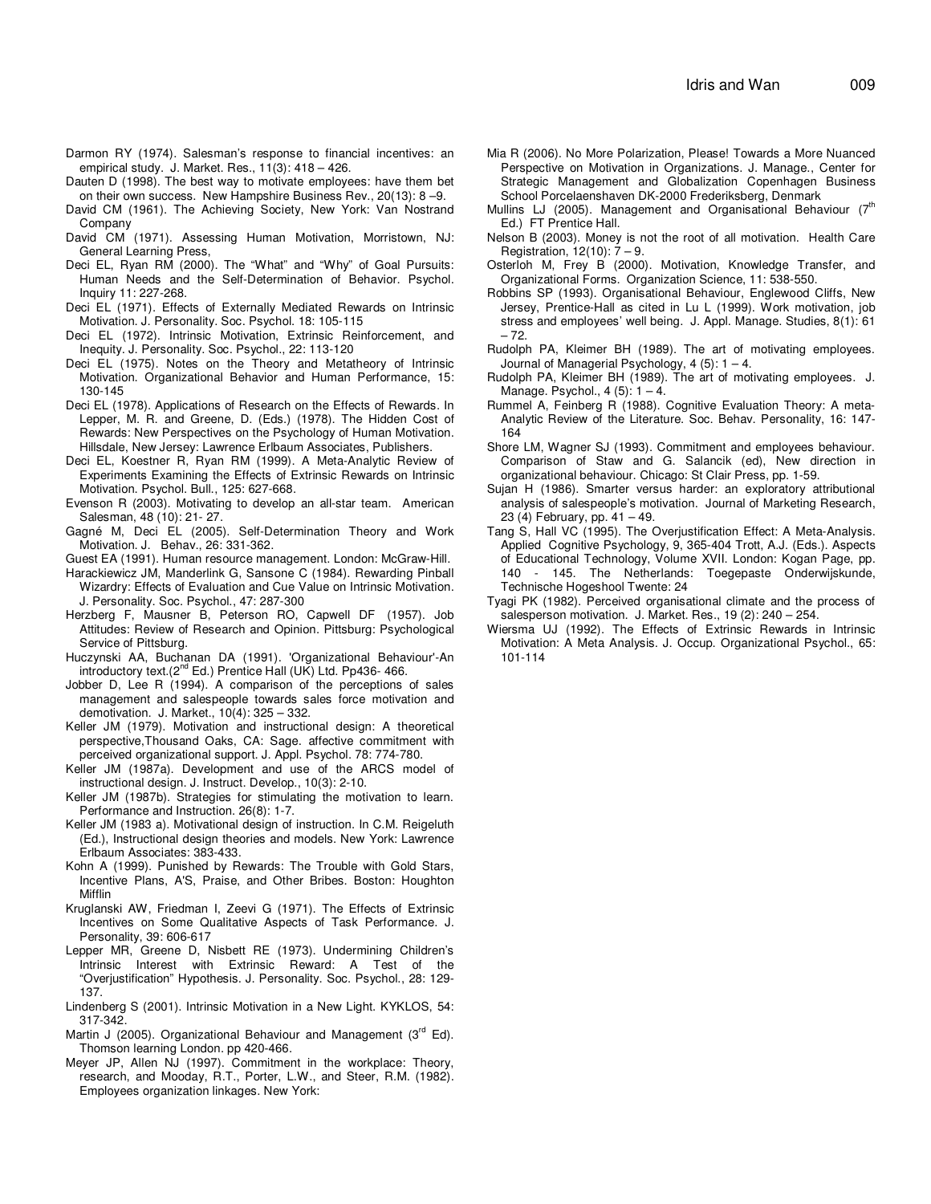Darmon RY (1974). Salesman's response to financial incentives: an empirical study. J. Market. Res., 11(3): 418 – 426.

Dauten D (1998). The best way to motivate employees: have them bet on their own success. New Hampshire Business Rev., 20(13): 8 –9.

David CM (1961). The Achieving Society, New York: Van Nostrand Company

David CM (1971). Assessing Human Motivation, Morristown, NJ: General Learning Press,

Deci EL, Ryan RM (2000). The "What" and "Why" of Goal Pursuits: Human Needs and the Self-Determination of Behavior. Psychol. Inquiry 11: 227-268.

Deci EL (1971). Effects of Externally Mediated Rewards on Intrinsic Motivation. J. Personality. Soc. Psychol. 18: 105-115

Deci EL (1972). Intrinsic Motivation, Extrinsic Reinforcement, and Inequity. J. Personality. Soc. Psychol., 22: 113-120

Deci EL (1975). Notes on the Theory and Metatheory of Intrinsic Motivation. Organizational Behavior and Human Performance, 15: 130-145

Deci EL (1978). Applications of Research on the Effects of Rewards. In Lepper, M. R. and Greene, D. (Eds.) (1978). The Hidden Cost of Rewards: New Perspectives on the Psychology of Human Motivation. Hillsdale, New Jersey: Lawrence Erlbaum Associates, Publishers.

Deci EL, Koestner R, Ryan RM (1999). A Meta-Analytic Review of Experiments Examining the Effects of Extrinsic Rewards on Intrinsic Motivation. Psychol. Bull., 125: 627-668.

Evenson R (2003). Motivating to develop an all-star team. American Salesman, 48 (10): 21- 27.

Gagné M, Deci EL (2005). Self-Determination Theory and Work Motivation. J. Behav., 26: 331-362.

Guest EA (1991). Human resource management. London: McGraw-Hill.

Harackiewicz JM, Manderlink G, Sansone C (1984). Rewarding Pinball Wizardry: Effects of Evaluation and Cue Value on Intrinsic Motivation. J. Personality. Soc. Psychol., 47: 287-300

Herzberg F, Mausner B, Peterson RO, Capwell DF (1957). Job Attitudes: Review of Research and Opinion. Pittsburg: Psychological Service of Pittsburg.

Huczynski AA, Buchanan DA (1991). 'Organizational Behaviour'-An introductory text.(2nd Ed.) Prentice Hall (UK) Ltd. Pp436- 466.

Jobber D, Lee R (1994). A comparison of the perceptions of sales management and salespeople towards sales force motivation and demotivation. J. Market., 10(4): 325 – 332.

Keller JM (1979). Motivation and instructional design: A theoretical perspective,Thousand Oaks, CA: Sage. affective commitment with perceived organizational support. J. Appl. Psychol. 78: 774-780.

Keller JM (1987a). Development and use of the ARCS model of instructional design. J. Instruct. Develop., 10(3): 2-10.

Keller JM (1987b). Strategies for stimulating the motivation to learn. Performance and Instruction. 26(8): 1-7.

Keller JM (1983 a). Motivational design of instruction. In C.M. Reigeluth (Ed.), Instructional design theories and models. New York: Lawrence Erlbaum Associates: 383-433.

Kohn A (1999). Punished by Rewards: The Trouble with Gold Stars, Incentive Plans, A'S, Praise, and Other Bribes. Boston: Houghton Mifflin

Kruglanski AW, Friedman I, Zeevi G (1971). The Effects of Extrinsic Incentives on Some Qualitative Aspects of Task Performance. J. Personality, 39: 606-617

Lepper MR, Greene D, Nisbett RE (1973). Undermining Children's Intrinsic Interest with Extrinsic Reward: A Test of the "Overjustification" Hypothesis. J. Personality. Soc. Psychol., 28: 129-137.

Lindenberg S (2001). Intrinsic Motivation in a New Light. KYKLOS, 54: 317-342.

Martin J (2005). Organizational Behaviour and Management (3rd Ed). Thomson learning London. pp 420-466.

Meyer JP, Allen NJ (1997). Commitment in the workplace: Theory, research, and Mooday, R.T., Porter, L.W., and Steer, R.M. (1982). Employees organization linkages. New York:

Mia R (2006). No More Polarization, Please! Towards a More Nuanced Perspective on Motivation in Organizations. J. Manage., Center for Strategic Management and Globalization Copenhagen Business School Porcelaenshaven DK-2000 Frederiksberg, Denmark

Mullins LJ (2005). Management and Organisational Behaviour (7th Ed.) FT Prentice Hall.

Nelson B (2003). Money is not the root of all motivation. Health Care Registration, 12(10): 7 – 9.

Osterloh M, Frey B (2000). Motivation, Knowledge Transfer, and Organizational Forms. Organization Science, 11: 538-550.

Robbins SP (1993). Organisational Behaviour, Englewood Cliffs, New Jersey, Prentice-Hall as cited in Lu L (1999). Work motivation, job stress and employees' well being. J. Appl. Manage. Studies, 8(1): 61 – 72.

Rudolph PA, Kleimer BH (1989). The art of motivating employees. Journal of Managerial Psychology, 4 (5): 1 – 4.

Rudolph PA, Kleimer BH (1989). The art of motivating employees. J. Manage. Psychol., 4 (5): 1 – 4.

Rummel A, Feinberg R (1988). Cognitive Evaluation Theory: A meta-Analytic Review of the Literature. Soc. Behav. Personality, 16: 147-164

Shore LM, Wagner SJ (1993). Commitment and employees behaviour. Comparison of Staw and G. Salancik (ed), New direction in organizational behaviour. Chicago: St Clair Press, pp. 1-59.

Sujan H (1986). Smarter versus harder: an exploratory attributional analysis of salespeople's motivation. Journal of Marketing Research, 23 (4) February, pp. 41 – 49.

Tang S, Hall VC (1995). The Overjustification Effect: A Meta-Analysis. Applied Cognitive Psychology, 9, 365-404 Trott, A.J. (Eds.). Aspects of Educational Technology, Volume XVII. London: Kogan Page, pp. 140 - 145. The Netherlands: Toegepaste Onderwijskunde, Technische Hogeshool Twente: 24

Tyagi PK (1982). Perceived organisational climate and the process of salesperson motivation. J. Market. Res., 19 (2): 240 – 254.

Wiersma UJ (1992). The Effects of Extrinsic Rewards in Intrinsic Motivation: A Meta Analysis. J. Occup. Organizational Psychol., 65: 101-114